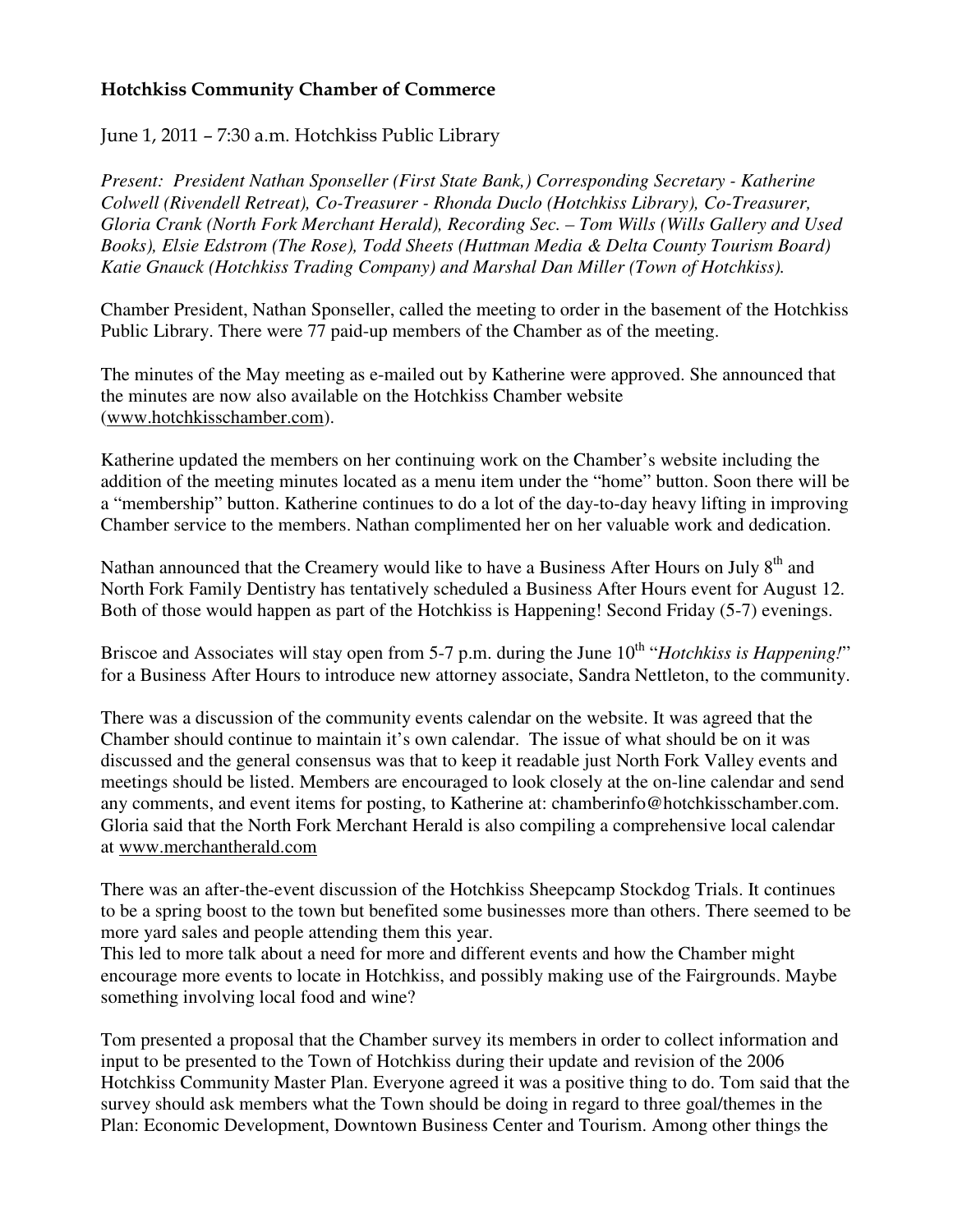**Hotchkiss Community Chamber of Commerce**

June 1, 2011 – 7:30 a.m. Hotchkiss Public Library

*Present: President Nathan Sponseller (First State Bank,) Corresponding Secretary - Katherine Colwell (Rivendell Retreat), Co-Treasurer - Rhonda Duclo (Hotchkiss Library), Co-Treasurer, Gloria Crank (North Fork Merchant Herald), Recording Sec. – Tom Wills (Wills Gallery and Used Books), Elsie Edstrom (The Rose), Todd Sheets (Huttman Media & Delta County Tourism Board) Katie Gnauck (Hotchkiss Trading Company) and Marshal Dan Miller (Town of Hotchkiss).*

Chamber President, Nathan Sponseller, called the meeting to order in the basement of the Hotchkiss Public Library. There were 77 paid-up members of the Chamber as of the meeting.

The minutes of the May meeting as e-mailed out by Katherine were approved. She announced that the minutes are now also available on the Hotchkiss Chamber website (www.hotchkisschamber.com).

Katherine updated the members on her continuing work on the Chamber's website including the addition of the meeting minutes located as a menu item under the "home" button. Soon there will be a "membership" button. Katherine continues to do a lot of the day-to-day heavy lifting in improving Chamber service to the members. Nathan complimented her on her valuable work and dedication.

Nathan announced that the Creamery would like to have a Business After Hours on July 8th and North Fork Family Dentistry has tentatively scheduled a Business After Hours event for August 12. Both of those would happen as part of the Hotchkiss is Happening! Second Friday (5-7) evenings.

Briscoe and Associates will stay open from 5-7 p.m. during the June 10th "*Hotchkiss is Happening!*" for a Business After Hours to introduce new attorney associate, Sandra Nettleton, to the community.

There was a discussion of the community events calendar on the website. It was agreed that the Chamber should continue to maintain it's own calendar. The issue of what should be on it was discussed and the general consensus was that to keep it readable just North Fork Valley events and meetings should be listed. Members are encouraged to look closely at the on-line calendar and send any comments, and event items for posting, to Katherine at: chamberinfo@hotchkisschamber.com. Gloria said that the North Fork Merchant Herald is also compiling a comprehensive local calendar at www.merchantherald.com

There was an after-the-event discussion of the Hotchkiss Sheepcamp Stockdog Trials. It continues to be a spring boost to the town but benefited some businesses more than others. There seemed to be more yard sales and people attending them this year.
This led to more talk about a need for more and different events and how the Chamber might encourage more events to locate in Hotchkiss, and possibly making use of the Fairgrounds. Maybe something involving local food and wine?

Tom presented a proposal that the Chamber survey its members in order to collect information and input to be presented to the Town of Hotchkiss during their update and revision of the 2006 Hotchkiss Community Master Plan. Everyone agreed it was a positive thing to do. Tom said that the survey should ask members what the Town should be doing in regard to three goal/themes in the Plan: Economic Development, Downtown Business Center and Tourism. Among other things the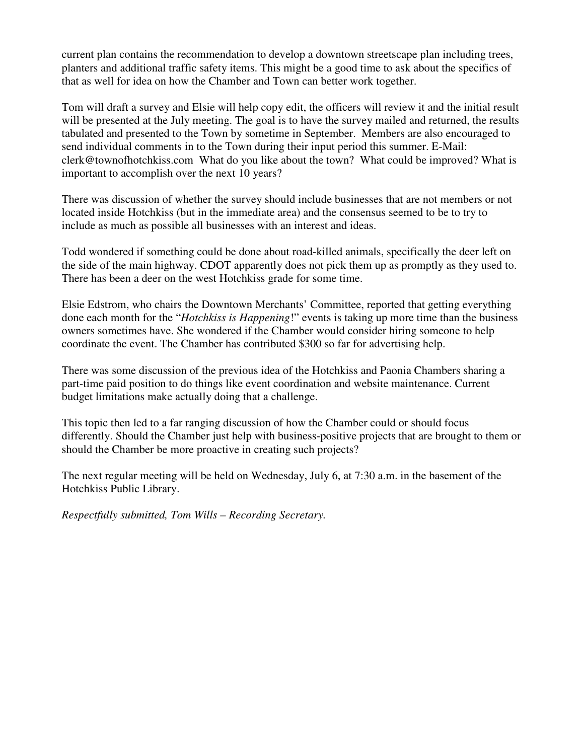current plan contains the recommendation to develop a downtown streetscape plan including trees, planters and additional traffic safety items. This might be a good time to ask about the specifics of that as well for idea on how the Chamber and Town can better work together.

Tom will draft a survey and Elsie will help copy edit, the officers will review it and the initial result will be presented at the July meeting. The goal is to have the survey mailed and returned, the results tabulated and presented to the Town by sometime in September. Members are also encouraged to send individual comments in to the Town during their input period this summer. E-Mail: clerk@townofhotchkiss.com What do you like about the town? What could be improved? What is important to accomplish over the next 10 years?

There was discussion of whether the survey should include businesses that are not members or not located inside Hotchkiss (but in the immediate area) and the consensus seemed to be to try to include as much as possible all businesses with an interest and ideas.

Todd wondered if something could be done about road-killed animals, specifically the deer left on the side of the main highway. CDOT apparently does not pick them up as promptly as they used to. There has been a deer on the west Hotchkiss grade for some time.

Elsie Edstrom, who chairs the Downtown Merchants' Committee, reported that getting everything done each month for the "*Hotchkiss is Happening*!" events is taking up more time than the business owners sometimes have. She wondered if the Chamber would consider hiring someone to help coordinate the event. The Chamber has contributed $300 so far for advertising help.

There was some discussion of the previous idea of the Hotchkiss and Paonia Chambers sharing a part-time paid position to do things like event coordination and website maintenance. Current budget limitations make actually doing that a challenge.

This topic then led to a far ranging discussion of how the Chamber could or should focus differently. Should the Chamber just help with business-positive projects that are brought to them or should the Chamber be more proactive in creating such projects?

The next regular meeting will be held on Wednesday, July 6, at 7:30 a.m. in the basement of the Hotchkiss Public Library.

*Respectfully submitted, Tom Wills – Recording Secretary.*